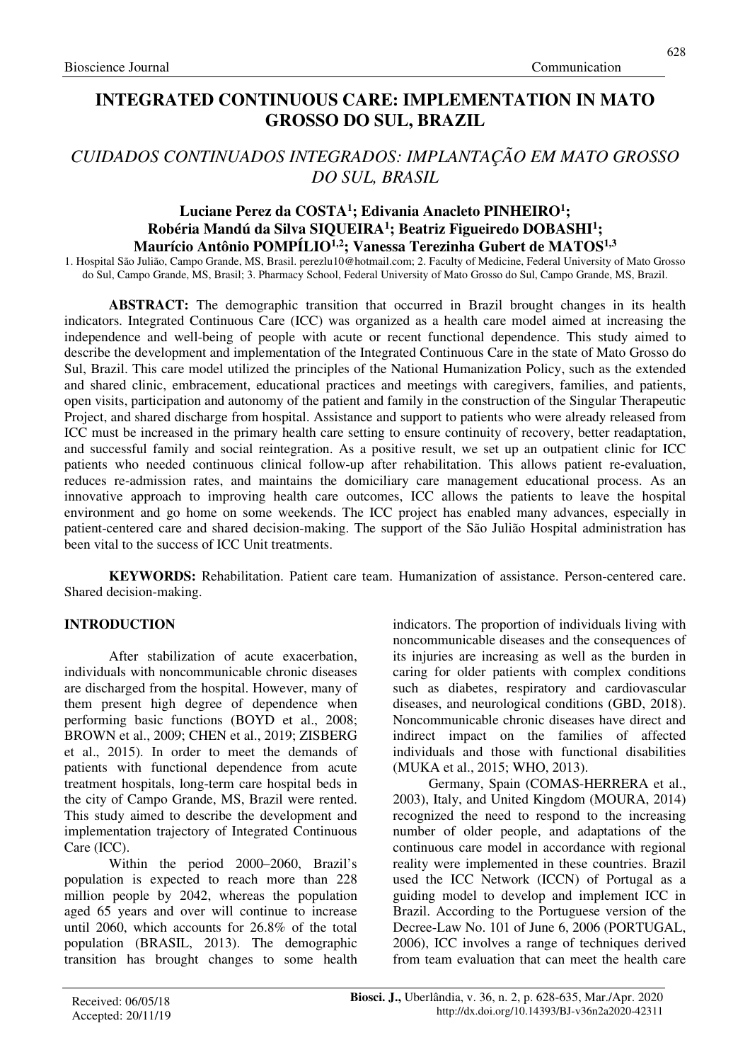# INTEGRATED CONTINUOUS CARE: IMPLEMENTATION IN MATO GROSSO DO SUL, BRAZIL

## *CUIDADOS CONTINUADOS INTEGRADOS: IMPLANTAÇÃO EM MATO GROSSO DO SUL, BRASIL*

**Luciane Perez da COSTA[1]; Edivania Anacleto PINHEIRO[1]; Robéria Mandú da Silva SIQUEIRA[1]; Beatriz Figueiredo DOBASHI[1]; Maurício Antônio POMPÍLIO[1,2]; Vanessa Terezinha Gubert de MATOS[1,3]**

1. Hospital São Julião, Campo Grande, MS, Brasil. perezlu10@hotmail.com; 2. Faculty of Medicine, Federal University of Mato Grosso do Sul, Campo Grande, MS, Brasil; 3. Pharmacy School, Federal University of Mato Grosso do Sul, Campo Grande, MS, Brazil.

**ABSTRACT:** The demographic transition that occurred in Brazil brought changes in its health indicators. Integrated Continuous Care (ICC) was organized as a health care model aimed at increasing the independence and well-being of people with acute or recent functional dependence. This study aimed to describe the development and implementation of the Integrated Continuous Care in the state of Mato Grosso do Sul, Brazil. This care model utilized the principles of the National Humanization Policy, such as the extended and shared clinic, embracement, educational practices and meetings with caregivers, families, and patients, open visits, participation and autonomy of the patient and family in the construction of the Singular Therapeutic Project, and shared discharge from hospital. Assistance and support to patients who were already released from ICC must be increased in the primary health care setting to ensure continuity of recovery, better readaptation, and successful family and social reintegration. As a positive result, we set up an outpatient clinic for ICC patients who needed continuous clinical follow-up after rehabilitation. This allows patient re-evaluation, reduces re-admission rates, and maintains the domiciliary care management educational process. As an innovative approach to improving health care outcomes, ICC allows the patients to leave the hospital environment and go home on some weekends. The ICC project has enabled many advances, especially in patient-centered care and shared decision-making. The support of the São Julião Hospital administration has been vital to the success of ICC Unit treatments.

**KEYWORDS:** Rehabilitation. Patient care team. Humanization of assistance. Person-centered care. Shared decision-making.

## INTRODUCTION

After stabilization of acute exacerbation, individuals with noncommunicable chronic diseases are discharged from the hospital. However, many of them present high degree of dependence when performing basic functions (BOYD et al., 2008; BROWN et al., 2009; CHEN et al., 2019; ZISBERG et al., 2015). In order to meet the demands of patients with functional dependence from acute treatment hospitals, long-term care hospital beds in the city of Campo Grande, MS, Brazil were rented. This study aimed to describe the development and implementation trajectory of Integrated Continuous Care (ICC).

Within the period 2000–2060, Brazil's population is expected to reach more than 228 million people by 2042, whereas the population aged 65 years and over will continue to increase until 2060, which accounts for 26.8% of the total population (BRASIL, 2013). The demographic transition has brought changes to some health indicators. The proportion of individuals living with noncommunicable diseases and the consequences of its injuries are increasing as well as the burden in caring for older patients with complex conditions such as diabetes, respiratory and cardiovascular diseases, and neurological conditions (GBD, 2018). Noncommunicable chronic diseases have direct and indirect impact on the families of affected individuals and those with functional disabilities (MUKA et al., 2015; WHO, 2013).

Germany, Spain (COMAS-HERRERA et al., 2003), Italy, and United Kingdom (MOURA, 2014) recognized the need to respond to the increasing number of older people, and adaptations of the continuous care model in accordance with regional reality were implemented in these countries. Brazil used the ICC Network (ICCN) of Portugal as a guiding model to develop and implement ICC in Brazil. According to the Portuguese version of the Decree-Law No. 101 of June 6, 2006 (PORTUGAL, 2006), ICC involves a range of techniques derived from team evaluation that can meet the health care

Received: 06/05/18
Accepted: 20/11/19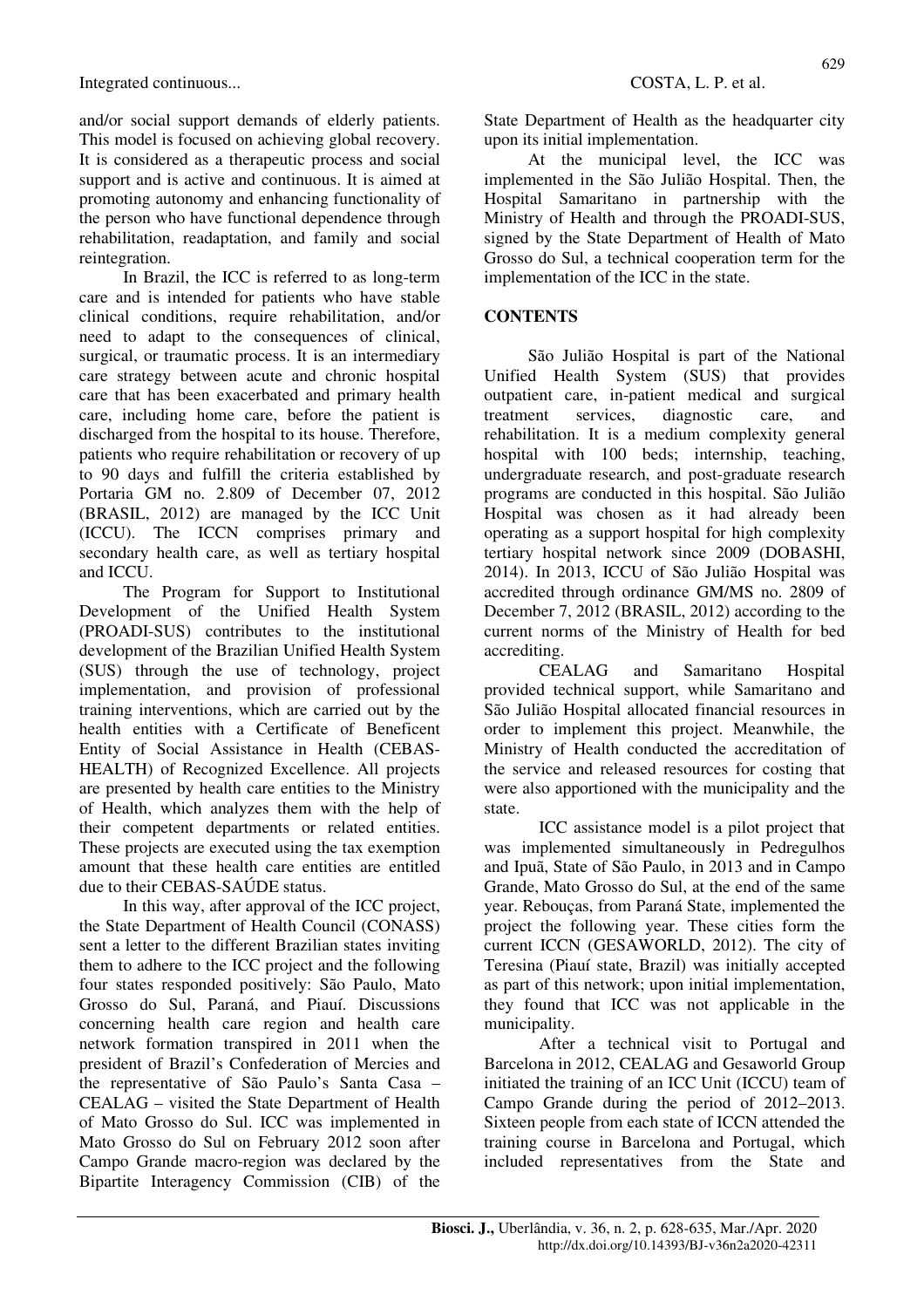and/or social support demands of elderly patients. This model is focused on achieving global recovery. It is considered as a therapeutic process and social support and is active and continuous. It is aimed at promoting autonomy and enhancing functionality of the person who have functional dependence through rehabilitation, readaptation, and family and social reintegration.

In Brazil, the ICC is referred to as long-term care and is intended for patients who have stable clinical conditions, require rehabilitation, and/or need to adapt to the consequences of clinical, surgical, or traumatic process. It is an intermediary care strategy between acute and chronic hospital care that has been exacerbated and primary health care, including home care, before the patient is discharged from the hospital to its house. Therefore, patients who require rehabilitation or recovery of up to 90 days and fulfill the criteria established by Portaria GM no. 2.809 of December 07, 2012 (BRASIL, 2012) are managed by the ICC Unit (ICCU). The ICCN comprises primary and secondary health care, as well as tertiary hospital and ICCU.

The Program for Support to Institutional Development of the Unified Health System (PROADI-SUS) contributes to the institutional development of the Brazilian Unified Health System (SUS) through the use of technology, project implementation, and provision of professional training interventions, which are carried out by the health entities with a Certificate of Beneficent Entity of Social Assistance in Health (CEBAS-HEALTH) of Recognized Excellence. All projects are presented by health care entities to the Ministry of Health, which analyzes them with the help of their competent departments or related entities. These projects are executed using the tax exemption amount that these health care entities are entitled due to their CEBAS-SAÚDE status.

In this way, after approval of the ICC project, the State Department of Health Council (CONASS) sent a letter to the different Brazilian states inviting them to adhere to the ICC project and the following four states responded positively: São Paulo, Mato Grosso do Sul, Paraná, and Piauí. Discussions concerning health care region and health care network formation transpired in 2011 when the president of Brazil's Confederation of Mercies and the representative of São Paulo's Santa Casa – CEALAG – visited the State Department of Health of Mato Grosso do Sul. ICC was implemented in Mato Grosso do Sul on February 2012 soon after Campo Grande macro-region was declared by the Bipartite Interagency Commission (CIB) of the State Department of Health as the headquarter city upon its initial implementation.

At the municipal level, the ICC was implemented in the São Julião Hospital. Then, the Hospital Samaritano in partnership with the Ministry of Health and through the PROADI-SUS, signed by the State Department of Health of Mato Grosso do Sul, a technical cooperation term for the implementation of the ICC in the state.

## CONTENTS

São Julião Hospital is part of the National Unified Health System (SUS) that provides outpatient care, in-patient medical and surgical treatment services, diagnostic care, and rehabilitation. It is a medium complexity general hospital with 100 beds; internship, teaching, undergraduate research, and post-graduate research programs are conducted in this hospital. São Julião Hospital was chosen as it had already been operating as a support hospital for high complexity tertiary hospital network since 2009 (DOBASHI, 2014). In 2013, ICCU of São Julião Hospital was accredited through ordinance GM/MS no. 2809 of December 7, 2012 (BRASIL, 2012) according to the current norms of the Ministry of Health for bed accrediting.

CEALAG and Samaritano Hospital provided technical support, while Samaritano and São Julião Hospital allocated financial resources in order to implement this project. Meanwhile, the Ministry of Health conducted the accreditation of the service and released resources for costing that were also apportioned with the municipality and the state.

ICC assistance model is a pilot project that was implemented simultaneously in Pedregulhos and Ipuã, State of São Paulo, in 2013 and in Campo Grande, Mato Grosso do Sul, at the end of the same year. Rebouças, from Paraná State, implemented the project the following year. These cities form the current ICCN (GESAWORLD, 2012). The city of Teresina (Piauí state, Brazil) was initially accepted as part of this network; upon initial implementation, they found that ICC was not applicable in the municipality.

After a technical visit to Portugal and Barcelona in 2012, CEALAG and Gesaworld Group initiated the training of an ICC Unit (ICCU) team of Campo Grande during the period of 2012–2013. Sixteen people from each state of ICCN attended the training course in Barcelona and Portugal, which included representatives from the State and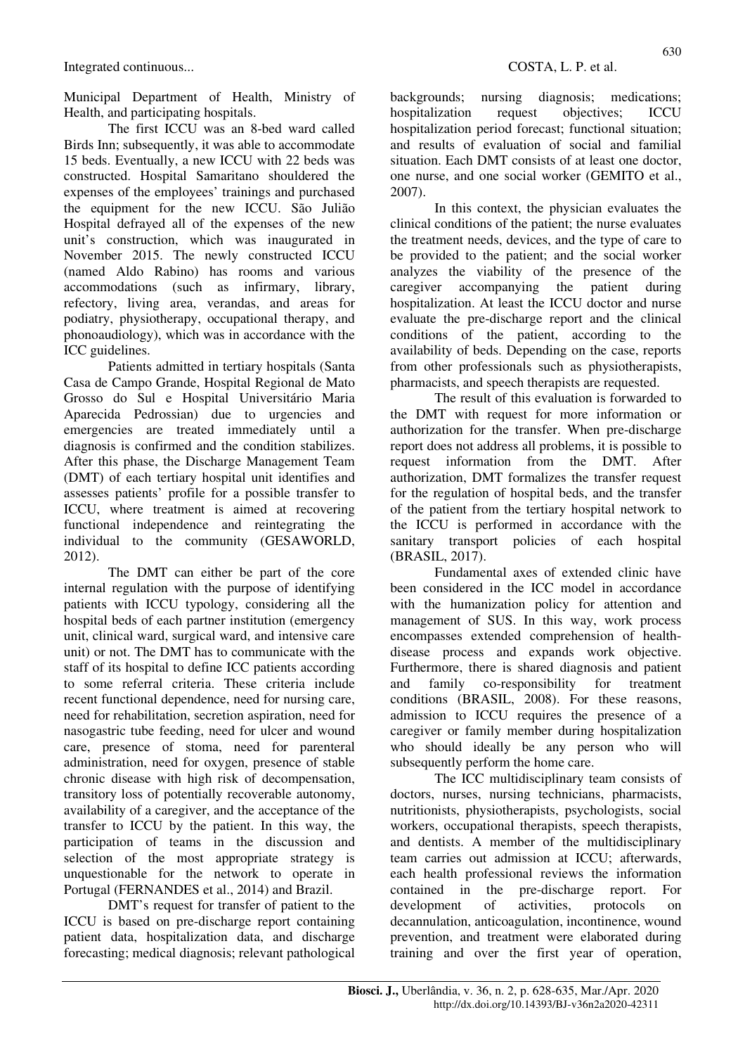Municipal Department of Health, Ministry of Health, and participating hospitals.

The first ICCU was an 8-bed ward called Birds Inn; subsequently, it was able to accommodate 15 beds. Eventually, a new ICCU with 22 beds was constructed. Hospital Samaritano shouldered the expenses of the employees' trainings and purchased the equipment for the new ICCU. São Julião Hospital defrayed all of the expenses of the new unit's construction, which was inaugurated in November 2015. The newly constructed ICCU (named Aldo Rabino) has rooms and various accommodations (such as infirmary, library, refectory, living area, verandas, and areas for podiatry, physiotherapy, occupational therapy, and phonoaudiology), which was in accordance with the ICC guidelines.

Patients admitted in tertiary hospitals (Santa Casa de Campo Grande, Hospital Regional de Mato Grosso do Sul e Hospital Universitário Maria Aparecida Pedrossian) due to urgencies and emergencies are treated immediately until a diagnosis is confirmed and the condition stabilizes. After this phase, the Discharge Management Team (DMT) of each tertiary hospital unit identifies and assesses patients' profile for a possible transfer to ICCU, where treatment is aimed at recovering functional independence and reintegrating the individual to the community (GESAWORLD, 2012).

The DMT can either be part of the core internal regulation with the purpose of identifying patients with ICCU typology, considering all the hospital beds of each partner institution (emergency unit, clinical ward, surgical ward, and intensive care unit) or not. The DMT has to communicate with the staff of its hospital to define ICC patients according to some referral criteria. These criteria include recent functional dependence, need for nursing care, need for rehabilitation, secretion aspiration, need for nasogastric tube feeding, need for ulcer and wound care, presence of stoma, need for parenteral administration, need for oxygen, presence of stable chronic disease with high risk of decompensation, transitory loss of potentially recoverable autonomy, availability of a caregiver, and the acceptance of the transfer to ICCU by the patient. In this way, the participation of teams in the discussion and selection of the most appropriate strategy is unquestionable for the network to operate in Portugal (FERNANDES et al., 2014) and Brazil.

DMT's request for transfer of patient to the ICCU is based on pre-discharge report containing patient data, hospitalization data, and discharge forecasting; medical diagnosis; relevant pathological backgrounds; nursing diagnosis; medications; hospitalization request objectives; ICCU hospitalization period forecast; functional situation; and results of evaluation of social and familial situation. Each DMT consists of at least one doctor, one nurse, and one social worker (GEMITO et al., 2007).

In this context, the physician evaluates the clinical conditions of the patient; the nurse evaluates the treatment needs, devices, and the type of care to be provided to the patient; and the social worker analyzes the viability of the presence of the caregiver accompanying the patient during hospitalization. At least the ICCU doctor and nurse evaluate the pre-discharge report and the clinical conditions of the patient, according to the availability of beds. Depending on the case, reports from other professionals such as physiotherapists, pharmacists, and speech therapists are requested.

The result of this evaluation is forwarded to the DMT with request for more information or authorization for the transfer. When pre-discharge report does not address all problems, it is possible to request information from the DMT. After authorization, DMT formalizes the transfer request for the regulation of hospital beds, and the transfer of the patient from the tertiary hospital network to the ICCU is performed in accordance with the sanitary transport policies of each hospital (BRASIL, 2017).

Fundamental axes of extended clinic have been considered in the ICC model in accordance with the humanization policy for attention and management of SUS. In this way, work process encompasses extended comprehension of health-disease process and expands work objective. Furthermore, there is shared diagnosis and patient and family co-responsibility for treatment conditions (BRASIL, 2008). For these reasons, admission to ICCU requires the presence of a caregiver or family member during hospitalization who should ideally be any person who will subsequently perform the home care.

The ICC multidisciplinary team consists of doctors, nurses, nursing technicians, pharmacists, nutritionists, physiotherapists, psychologists, social workers, occupational therapists, speech therapists, and dentists. A member of the multidisciplinary team carries out admission at ICCU; afterwards, each health professional reviews the information contained in the pre-discharge report. For development of activities, protocols on decannulation, anticoagulation, incontinence, wound prevention, and treatment were elaborated during training and over the first year of operation,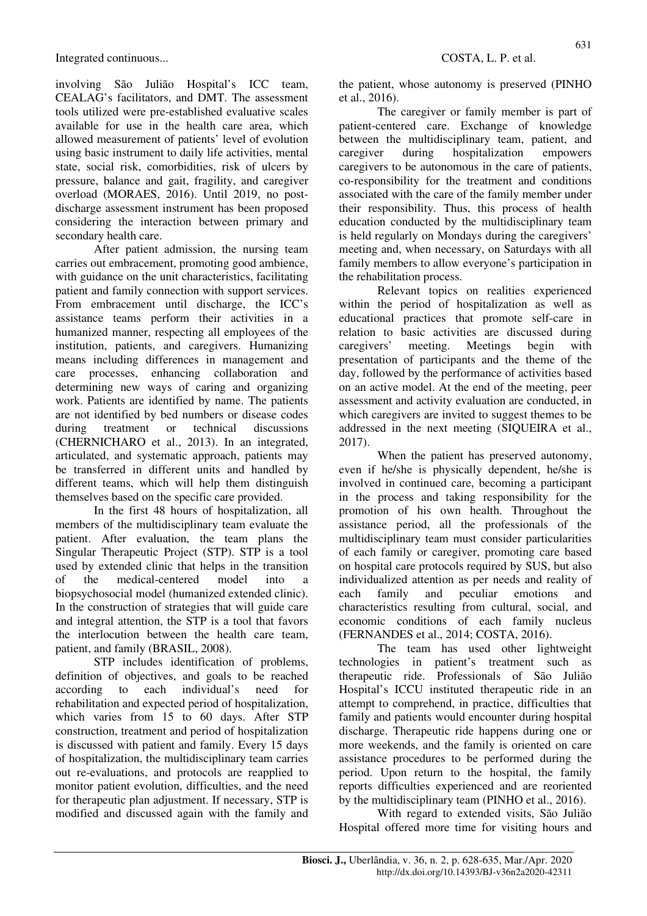involving São Julião Hospital's ICC team, CEALAG's facilitators, and DMT. The assessment tools utilized were pre-established evaluative scales available for use in the health care area, which allowed measurement of patients' level of evolution using basic instrument to daily life activities, mental state, social risk, comorbidities, risk of ulcers by pressure, balance and gait, fragility, and caregiver overload (MORAES, 2016). Until 2019, no post-discharge assessment instrument has been proposed considering the interaction between primary and secondary health care.

After patient admission, the nursing team carries out embracement, promoting good ambience, with guidance on the unit characteristics, facilitating patient and family connection with support services. From embracement until discharge, the ICC's assistance teams perform their activities in a humanized manner, respecting all employees of the institution, patients, and caregivers. Humanizing means including differences in management and care processes, enhancing collaboration and determining new ways of caring and organizing work. Patients are identified by name. The patients are not identified by bed numbers or disease codes during treatment or technical discussions (CHERNICHARO et al., 2013). In an integrated, articulated, and systematic approach, patients may be transferred in different units and handled by different teams, which will help them distinguish themselves based on the specific care provided.

In the first 48 hours of hospitalization, all members of the multidisciplinary team evaluate the patient. After evaluation, the team plans the Singular Therapeutic Project (STP). STP is a tool used by extended clinic that helps in the transition of the medical-centered model into a biopsychosocial model (humanized extended clinic). In the construction of strategies that will guide care and integral attention, the STP is a tool that favors the interlocution between the health care team, patient, and family (BRASIL, 2008).

STP includes identification of problems, definition of objectives, and goals to be reached according to each individual's need for rehabilitation and expected period of hospitalization, which varies from 15 to 60 days. After STP construction, treatment and period of hospitalization is discussed with patient and family. Every 15 days of hospitalization, the multidisciplinary team carries out re-evaluations, and protocols are reapplied to monitor patient evolution, difficulties, and the need for therapeutic plan adjustment. If necessary, STP is modified and discussed again with the family and the patient, whose autonomy is preserved (PINHO et al., 2016).

The caregiver or family member is part of patient-centered care. Exchange of knowledge between the multidisciplinary team, patient, and caregiver during hospitalization empowers caregivers to be autonomous in the care of patients, co-responsibility for the treatment and conditions associated with the care of the family member under their responsibility. Thus, this process of health education conducted by the multidisciplinary team is held regularly on Mondays during the caregivers' meeting and, when necessary, on Saturdays with all family members to allow everyone's participation in the rehabilitation process.

Relevant topics on realities experienced within the period of hospitalization as well as educational practices that promote self-care in relation to basic activities are discussed during caregivers' meeting. Meetings begin with presentation of participants and the theme of the day, followed by the performance of activities based on an active model. At the end of the meeting, peer assessment and activity evaluation are conducted, in which caregivers are invited to suggest themes to be addressed in the next meeting (SIQUEIRA et al., 2017).

When the patient has preserved autonomy, even if he/she is physically dependent, he/she is involved in continued care, becoming a participant in the process and taking responsibility for the promotion of his own health. Throughout the assistance period, all the professionals of the multidisciplinary team must consider particularities of each family or caregiver, promoting care based on hospital care protocols required by SUS, but also individualized attention as per needs and reality of each family and peculiar emotions and characteristics resulting from cultural, social, and economic conditions of each family nucleus (FERNANDES et al., 2014; COSTA, 2016).

The team has used other lightweight technologies in patient's treatment such as therapeutic ride. Professionals of São Julião Hospital's ICCU instituted therapeutic ride in an attempt to comprehend, in practice, difficulties that family and patients would encounter during hospital discharge. Therapeutic ride happens during one or more weekends, and the family is oriented on care assistance procedures to be performed during the period. Upon return to the hospital, the family reports difficulties experienced and are reoriented by the multidisciplinary team (PINHO et al., 2016).

With regard to extended visits, São Julião Hospital offered more time for visiting hours and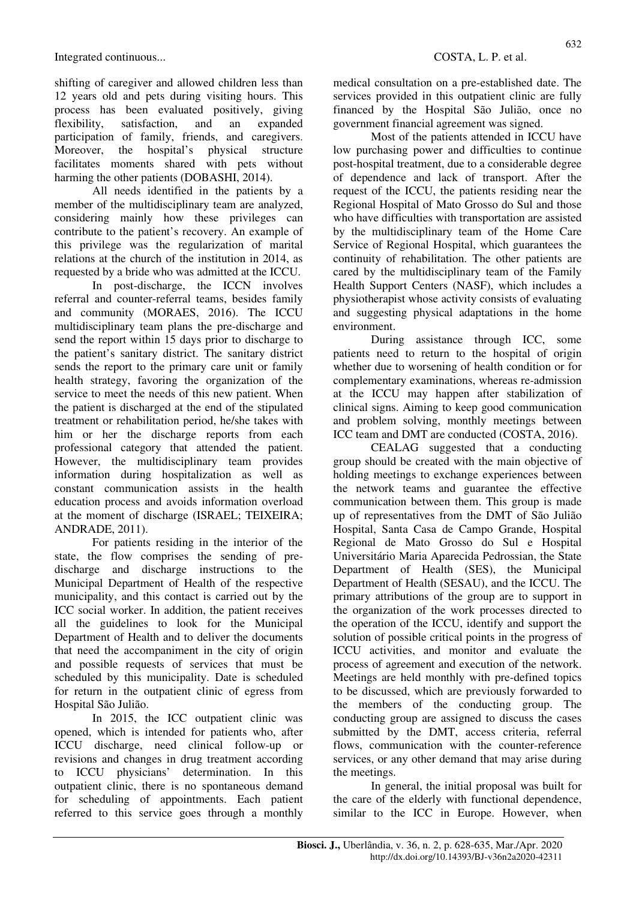shifting of caregiver and allowed children less than 12 years old and pets during visiting hours. This process has been evaluated positively, giving flexibility, satisfaction, and an expanded participation of family, friends, and caregivers. Moreover, the hospital's physical structure facilitates moments shared with pets without harming the other patients (DOBASHI, 2014).

All needs identified in the patients by a member of the multidisciplinary team are analyzed, considering mainly how these privileges can contribute to the patient's recovery. An example of this privilege was the regularization of marital relations at the church of the institution in 2014, as requested by a bride who was admitted at the ICCU.

In post-discharge, the ICCN involves referral and counter-referral teams, besides family and community (MORAES, 2016). The ICCU multidisciplinary team plans the pre-discharge and send the report within 15 days prior to discharge to the patient's sanitary district. The sanitary district sends the report to the primary care unit or family health strategy, favoring the organization of the service to meet the needs of this new patient. When the patient is discharged at the end of the stipulated treatment or rehabilitation period, he/she takes with him or her the discharge reports from each professional category that attended the patient. However, the multidisciplinary team provides information during hospitalization as well as constant communication assists in the health education process and avoids information overload at the moment of discharge (ISRAEL; TEIXEIRA; ANDRADE, 2011).

For patients residing in the interior of the state, the flow comprises the sending of pre-discharge and discharge instructions to the Municipal Department of Health of the respective municipality, and this contact is carried out by the ICC social worker. In addition, the patient receives all the guidelines to look for the Municipal Department of Health and to deliver the documents that need the accompaniment in the city of origin and possible requests of services that must be scheduled by this municipality. Date is scheduled for return in the outpatient clinic of egress from Hospital São Julião.

In 2015, the ICC outpatient clinic was opened, which is intended for patients who, after ICCU discharge, need clinical follow-up or revisions and changes in drug treatment according to ICCU physicians' determination. In this outpatient clinic, there is no spontaneous demand for scheduling of appointments. Each patient referred to this service goes through a monthly medical consultation on a pre-established date. The services provided in this outpatient clinic are fully financed by the Hospital São Julião, once no government financial agreement was signed.

Most of the patients attended in ICCU have low purchasing power and difficulties to continue post-hospital treatment, due to a considerable degree of dependence and lack of transport. After the request of the ICCU, the patients residing near the Regional Hospital of Mato Grosso do Sul and those who have difficulties with transportation are assisted by the multidisciplinary team of the Home Care Service of Regional Hospital, which guarantees the continuity of rehabilitation. The other patients are cared by the multidisciplinary team of the Family Health Support Centers (NASF), which includes a physiotherapist whose activity consists of evaluating and suggesting physical adaptations in the home environment.

During assistance through ICC, some patients need to return to the hospital of origin whether due to worsening of health condition or for complementary examinations, whereas re-admission at the ICCU may happen after stabilization of clinical signs. Aiming to keep good communication and problem solving, monthly meetings between ICC team and DMT are conducted (COSTA, 2016).

CEALAG suggested that a conducting group should be created with the main objective of holding meetings to exchange experiences between the network teams and guarantee the effective communication between them. This group is made up of representatives from the DMT of São Julião Hospital, Santa Casa de Campo Grande, Hospital Regional de Mato Grosso do Sul e Hospital Universitário Maria Aparecida Pedrossian, the State Department of Health (SES), the Municipal Department of Health (SESAU), and the ICCU. The primary attributions of the group are to support in the organization of the work processes directed to the operation of the ICCU, identify and support the solution of possible critical points in the progress of ICCU activities, and monitor and evaluate the process of agreement and execution of the network. Meetings are held monthly with pre-defined topics to be discussed, which are previously forwarded to the members of the conducting group. The conducting group are assigned to discuss the cases submitted by the DMT, access criteria, referral flows, communication with the counter-reference services, or any other demand that may arise during the meetings.

In general, the initial proposal was built for the care of the elderly with functional dependence, similar to the ICC in Europe. However, when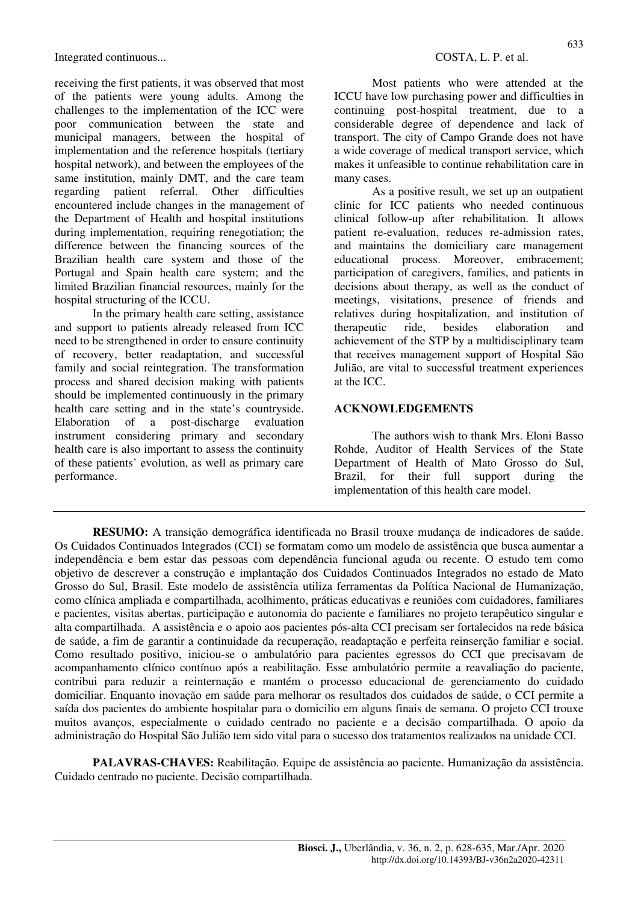receiving the first patients, it was observed that most of the patients were young adults. Among the challenges to the implementation of the ICC were poor communication between the state and municipal managers, between the hospital of implementation and the reference hospitals (tertiary hospital network), and between the employees of the same institution, mainly DMT, and the care team regarding patient referral. Other difficulties encountered include changes in the management of the Department of Health and hospital institutions during implementation, requiring renegotiation; the difference between the financing sources of the Brazilian health care system and those of the Portugal and Spain health care system; and the limited Brazilian financial resources, mainly for the hospital structuring of the ICCU.

In the primary health care setting, assistance and support to patients already released from ICC need to be strengthened in order to ensure continuity of recovery, better readaptation, and successful family and social reintegration. The transformation process and shared decision making with patients should be implemented continuously in the primary health care setting and in the state's countryside. Elaboration of a post-discharge evaluation instrument considering primary and secondary health care is also important to assess the continuity of these patients' evolution, as well as primary care performance.

Most patients who were attended at the ICCU have low purchasing power and difficulties in continuing post-hospital treatment, due to a considerable degree of dependence and lack of transport. The city of Campo Grande does not have a wide coverage of medical transport service, which makes it unfeasible to continue rehabilitation care in many cases.

As a positive result, we set up an outpatient clinic for ICC patients who needed continuous clinical follow-up after rehabilitation. It allows patient re-evaluation, reduces re-admission rates, and maintains the domiciliary care management educational process. Moreover, embracement; participation of caregivers, families, and patients in decisions about therapy, as well as the conduct of meetings, visitations, presence of friends and relatives during hospitalization, and institution of therapeutic ride, besides elaboration and achievement of the STP by a multidisciplinary team that receives management support of Hospital São Julião, are vital to successful treatment experiences at the ICC.

## ACKNOWLEDGEMENTS

The authors wish to thank Mrs. Eloni Basso Rohde, Auditor of Health Services of the State Department of Health of Mato Grosso do Sul, Brazil, for their full support during the implementation of this health care model.

---

**RESUMO:** A transição demográfica identificada no Brasil trouxe mudança de indicadores de saúde. Os Cuidados Continuados Integrados (CCI) se formatam como um modelo de assistência que busca aumentar a independência e bem estar das pessoas com dependência funcional aguda ou recente. O estudo tem como objetivo de descrever a construção e implantação dos Cuidados Continuados Integrados no estado de Mato Grosso do Sul, Brasil. Este modelo de assistência utiliza ferramentas da Política Nacional de Humanização, como clínica ampliada e compartilhada, acolhimento, práticas educativas e reuniões com cuidadores, familiares e pacientes, visitas abertas, participação e autonomia do paciente e familiares no projeto terapêutico singular e alta compartilhada. A assistência e o apoio aos pacientes pós-alta CCI precisam ser fortalecidos na rede básica de saúde, a fim de garantir a continuidade da recuperação, readaptação e perfeita reinserção familiar e social. Como resultado positivo, iniciou-se o ambulatório para pacientes egressos do CCI que precisavam de acompanhamento clínico contínuo após a reabilitação. Esse ambulatório permite a reavaliação do paciente, contribui para reduzir a reinternação e mantém o processo educacional de gerenciamento do cuidado domiciliar. Enquanto inovação em saúde para melhorar os resultados dos cuidados de saúde, o CCI permite a saída dos pacientes do ambiente hospitalar para o domicilio em alguns finais de semana. O projeto CCI trouxe muitos avanços, especialmente o cuidado centrado no paciente e a decisão compartilhada. O apoio da administração do Hospital São Julião tem sido vital para o sucesso dos tratamentos realizados na unidade CCI.

**PALAVRAS-CHAVES:** Reabilitação. Equipe de assistência ao paciente. Humanização da assistência. Cuidado centrado no paciente. Decisão compartilhada.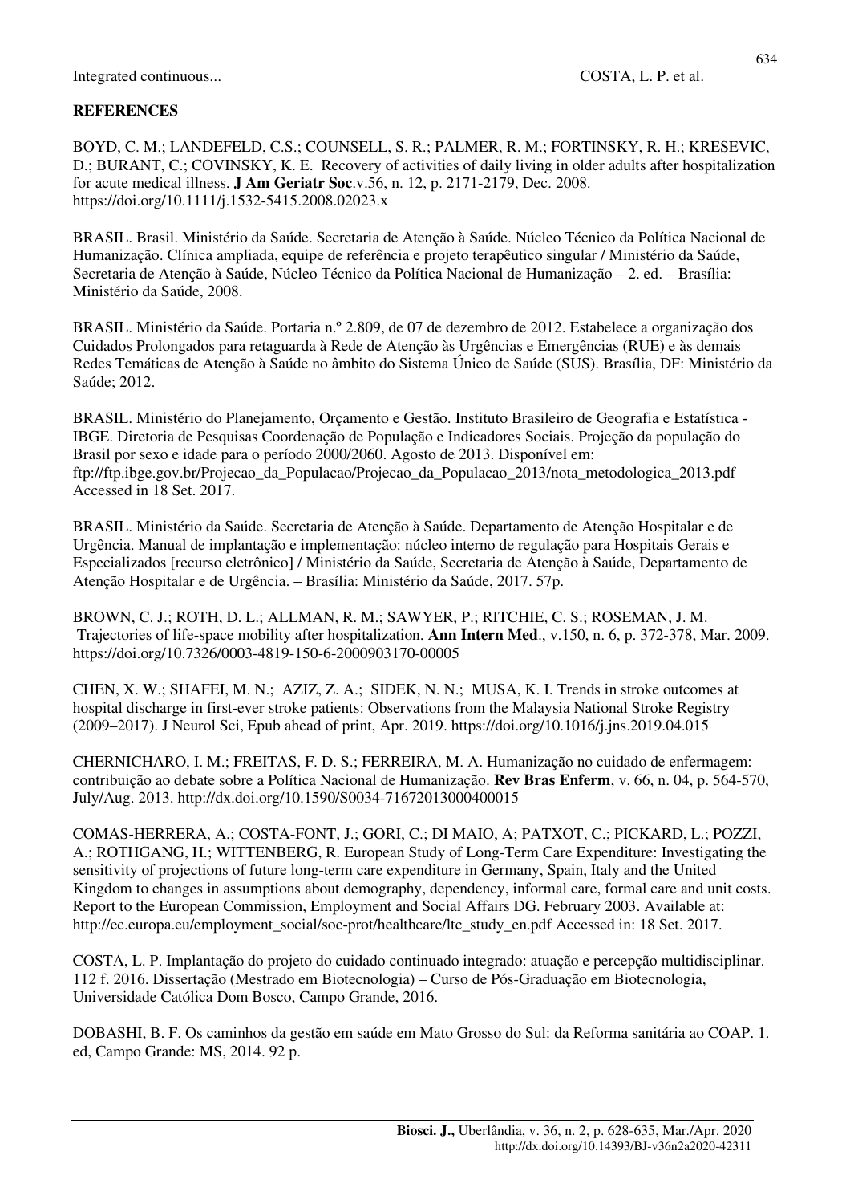## REFERENCES

BOYD, C. M.; LANDEFELD, C.S.; COUNSELL, S. R.; PALMER, R. M.; FORTINSKY, R. H.; KRESEVIC, D.; BURANT, C.; COVINSKY, K. E. Recovery of activities of daily living in older adults after hospitalization for acute medical illness. **J Am Geriatr Soc**.v.56, n. 12, p. 2171-2179, Dec. 2008. https://doi.org/10.1111/j.1532-5415.2008.02023.x

BRASIL. Brasil. Ministério da Saúde. Secretaria de Atenção à Saúde. Núcleo Técnico da Política Nacional de Humanização. Clínica ampliada, equipe de referência e projeto terapêutico singular / Ministério da Saúde, Secretaria de Atenção à Saúde, Núcleo Técnico da Política Nacional de Humanização – 2. ed. – Brasília: Ministério da Saúde, 2008.

BRASIL. Ministério da Saúde. Portaria n.º 2.809, de 07 de dezembro de 2012. Estabelece a organização dos Cuidados Prolongados para retaguarda à Rede de Atenção às Urgências e Emergências (RUE) e às demais Redes Temáticas de Atenção à Saúde no âmbito do Sistema Único de Saúde (SUS). Brasília, DF: Ministério da Saúde; 2012.

BRASIL. Ministério do Planejamento, Orçamento e Gestão. Instituto Brasileiro de Geografia e Estatística - IBGE. Diretoria de Pesquisas Coordenação de População e Indicadores Sociais. Projeção da população do Brasil por sexo e idade para o período 2000/2060. Agosto de 2013. Disponível em: ftp://ftp.ibge.gov.br/Projecao_da_Populacao/Projecao_da_Populacao_2013/nota_metodologica_2013.pdf Accessed in 18 Set. 2017.

BRASIL. Ministério da Saúde. Secretaria de Atenção à Saúde. Departamento de Atenção Hospitalar e de Urgência. Manual de implantação e implementação: núcleo interno de regulação para Hospitais Gerais e Especializados [recurso eletrônico] / Ministério da Saúde, Secretaria de Atenção à Saúde, Departamento de Atenção Hospitalar e de Urgência. – Brasília: Ministério da Saúde, 2017. 57p.

BROWN, C. J.; ROTH, D. L.; ALLMAN, R. M.; SAWYER, P.; RITCHIE, C. S.; ROSEMAN, J. M. Trajectories of life-space mobility after hospitalization. **Ann Intern Med**., v.150, n. 6, p. 372-378, Mar. 2009. https://doi.org/10.7326/0003-4819-150-6-2000903170-00005

CHEN, X. W.; SHAFEI, M. N.; AZIZ, Z. A.; SIDEK, N. N.; MUSA, K. I. Trends in stroke outcomes at hospital discharge in first-ever stroke patients: Observations from the Malaysia National Stroke Registry (2009–2017). J Neurol Sci, Epub ahead of print, Apr. 2019. https://doi.org/10.1016/j.jns.2019.04.015

CHERNICHARO, I. M.; FREITAS, F. D. S.; FERREIRA, M. A. Humanização no cuidado de enfermagem: contribuição ao debate sobre a Política Nacional de Humanização. **Rev Bras Enferm**, v. 66, n. 04, p. 564-570, July/Aug. 2013. http://dx.doi.org/10.1590/S0034-71672013000400015

COMAS-HERRERA, A.; COSTA-FONT, J.; GORI, C.; DI MAIO, A; PATXOT, C.; PICKARD, L.; POZZI, A.; ROTHGANG, H.; WITTENBERG, R. European Study of Long-Term Care Expenditure: Investigating the sensitivity of projections of future long-term care expenditure in Germany, Spain, Italy and the United Kingdom to changes in assumptions about demography, dependency, informal care, formal care and unit costs. Report to the European Commission, Employment and Social Affairs DG. February 2003. Available at: http://ec.europa.eu/employment_social/soc-prot/healthcare/ltc_study_en.pdf Accessed in: 18 Set. 2017.

COSTA, L. P. Implantação do projeto do cuidado continuado integrado: atuação e percepção multidisciplinar. 112 f. 2016. Dissertação (Mestrado em Biotecnologia) – Curso de Pós-Graduação em Biotecnologia, Universidade Católica Dom Bosco, Campo Grande, 2016.

DOBASHI, B. F. Os caminhos da gestão em saúde em Mato Grosso do Sul: da Reforma sanitária ao COAP. 1. ed, Campo Grande: MS, 2014. 92 p.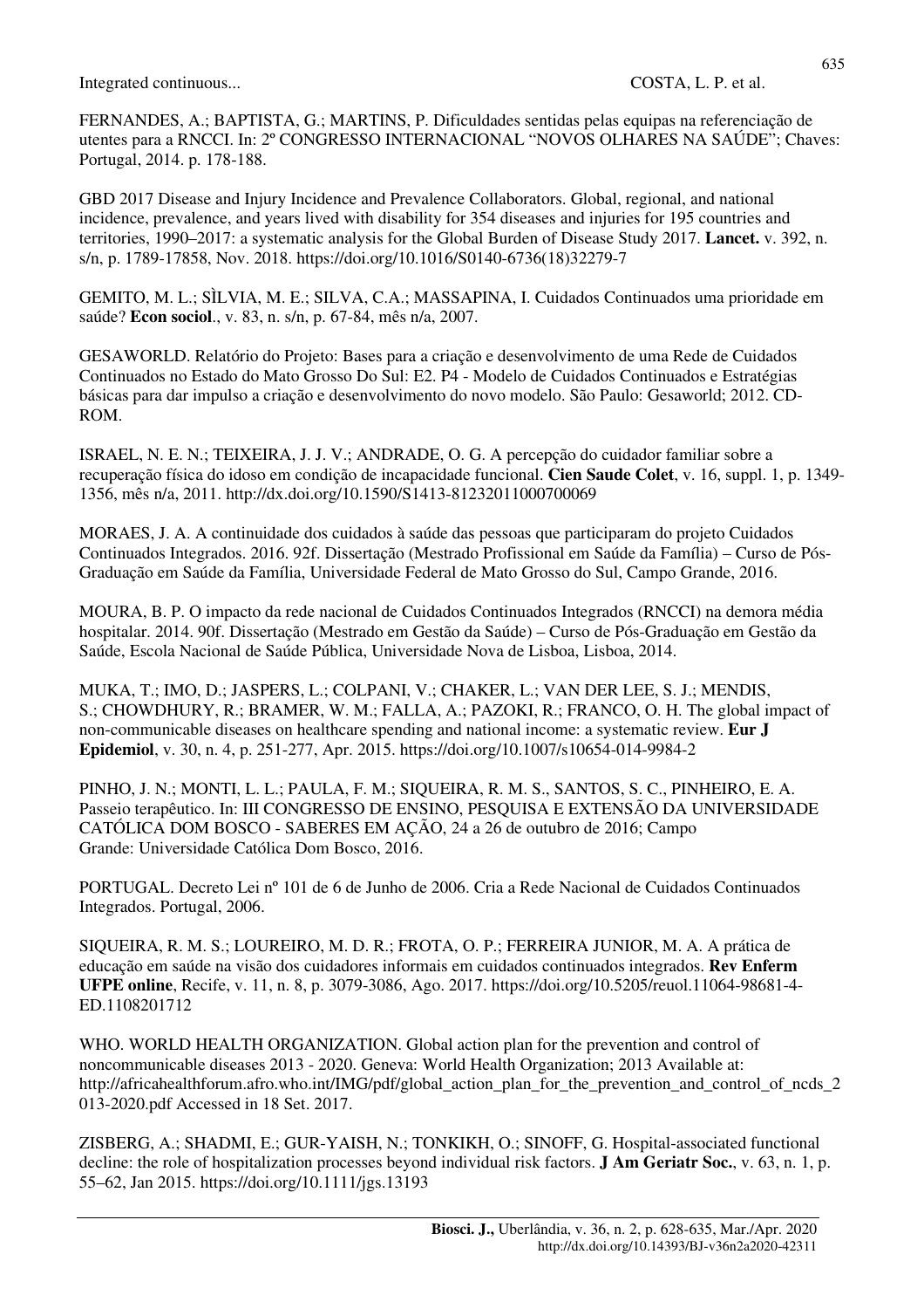FERNANDES, A.; BAPTISTA, G.; MARTINS, P. Dificuldades sentidas pelas equipas na referenciação de utentes para a RNCCI. In: 2º CONGRESSO INTERNACIONAL "NOVOS OLHARES NA SAÚDE"; Chaves: Portugal, 2014. p. 178-188.

GBD 2017 Disease and Injury Incidence and Prevalence Collaborators. Global, regional, and national incidence, prevalence, and years lived with disability for 354 diseases and injuries for 195 countries and territories, 1990–2017: a systematic analysis for the Global Burden of Disease Study 2017. **Lancet.** v. 392, n. s/n, p. 1789-17858, Nov. 2018. https://doi.org/10.1016/S0140-6736(18)32279-7

GEMITO, M. L.; SÌLVIA, M. E.; SILVA, C.A.; MASSAPINA, I. Cuidados Continuados uma prioridade em saúde? **Econ sociol**., v. 83, n. s/n, p. 67-84, mês n/a, 2007.

GESAWORLD. Relatório do Projeto: Bases para a criação e desenvolvimento de uma Rede de Cuidados Continuados no Estado do Mato Grosso Do Sul: E2. P4 - Modelo de Cuidados Continuados e Estratégias básicas para dar impulso a criação e desenvolvimento do novo modelo. São Paulo: Gesaworld; 2012. CD-ROM.

ISRAEL, N. E. N.; TEIXEIRA, J. J. V.; ANDRADE, O. G. A percepção do cuidador familiar sobre a recuperação física do idoso em condição de incapacidade funcional. **Cien Saude Colet**, v. 16, suppl. 1, p. 1349-1356, mês n/a, 2011. http://dx.doi.org/10.1590/S1413-81232011000700069

MORAES, J. A. A continuidade dos cuidados à saúde das pessoas que participaram do projeto Cuidados Continuados Integrados. 2016. 92f. Dissertação (Mestrado Profissional em Saúde da Família) – Curso de Pós-Graduação em Saúde da Família, Universidade Federal de Mato Grosso do Sul, Campo Grande, 2016.

MOURA, B. P. O impacto da rede nacional de Cuidados Continuados Integrados (RNCCI) na demora média hospitalar. 2014. 90f. Dissertação (Mestrado em Gestão da Saúde) – Curso de Pós-Graduação em Gestão da Saúde, Escola Nacional de Saúde Pública, Universidade Nova de Lisboa, Lisboa, 2014.

MUKA, T.; IMO, D.; JASPERS, L.; COLPANI, V.; CHAKER, L.; VAN DER LEE, S. J.; MENDIS, S.; CHOWDHURY, R.; BRAMER, W. M.; FALLA, A.; PAZOKI, R.; FRANCO, O. H. The global impact of non-communicable diseases on healthcare spending and national income: a systematic review. **Eur J Epidemiol**, v. 30, n. 4, p. 251-277, Apr. 2015. https://doi.org/10.1007/s10654-014-9984-2

PINHO, J. N.; MONTI, L. L.; PAULA, F. M.; SIQUEIRA, R. M. S., SANTOS, S. C., PINHEIRO, E. A. Passeio terapêutico. In: III CONGRESSO DE ENSINO, PESQUISA E EXTENSÃO DA UNIVERSIDADE CATÓLICA DOM BOSCO - SABERES EM AÇÃO, 24 a 26 de outubro de 2016; Campo Grande: Universidade Católica Dom Bosco, 2016.

PORTUGAL. Decreto Lei nº 101 de 6 de Junho de 2006. Cria a Rede Nacional de Cuidados Continuados Integrados. Portugal, 2006.

SIQUEIRA, R. M. S.; LOUREIRO, M. D. R.; FROTA, O. P.; FERREIRA JUNIOR, M. A. A prática de educação em saúde na visão dos cuidadores informais em cuidados continuados integrados. **Rev Enferm UFPE online**, Recife, v. 11, n. 8, p. 3079-3086, Ago. 2017. https://doi.org/10.5205/reuol.11064-98681-4-ED.1108201712

WHO. WORLD HEALTH ORGANIZATION. Global action plan for the prevention and control of noncommunicable diseases 2013 - 2020. Geneva: World Health Organization; 2013 Available at: http://africahealthforum.afro.who.int/IMG/pdf/global_action_plan_for_the_prevention_and_control_of_ncds_2013-2020.pdf Accessed in 18 Set. 2017.

ZISBERG, A.; SHADMI, E.; GUR-YAISH, N.; TONKIKH, O.; SINOFF, G. Hospital-associated functional decline: the role of hospitalization processes beyond individual risk factors. **J Am Geriatr Soc.**, v. 63, n. 1, p. 55–62, Jan 2015. https://doi.org/10.1111/jgs.13193